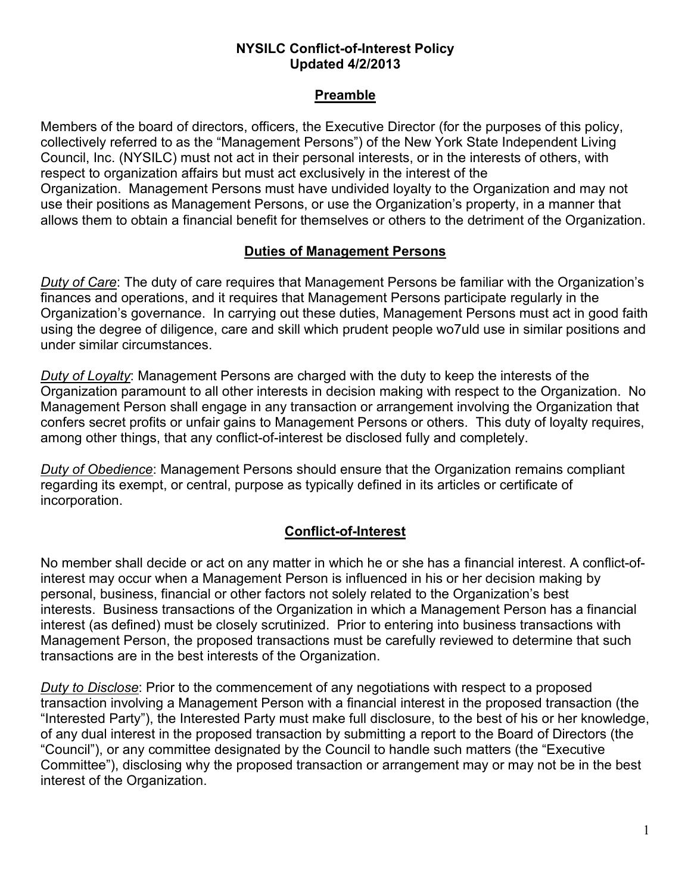# NYSILC Conflict-of-Interest Policy
# Updated 4/2/2013

## Preamble

Members of the board of directors, officers, the Executive Director (for the purposes of this policy, collectively referred to as the "Management Persons") of the New York State Independent Living Council, Inc. (NYSILC) must not act in their personal interests, or in the interests of others, with respect to organization affairs but must act exclusively in the interest of the Organization. Management Persons must have undivided loyalty to the Organization and may not use their positions as Management Persons, or use the Organization's property, in a manner that allows them to obtain a financial benefit for themselves or others to the detriment of the Organization.

## Duties of Management Persons

*Duty of Care*: The duty of care requires that Management Persons be familiar with the Organization's finances and operations, and it requires that Management Persons participate regularly in the Organization's governance. In carrying out these duties, Management Persons must act in good faith using the degree of diligence, care and skill which prudent people wo7uld use in similar positions and under similar circumstances.

*Duty of Loyalty*: Management Persons are charged with the duty to keep the interests of the Organization paramount to all other interests in decision making with respect to the Organization. No Management Person shall engage in any transaction or arrangement involving the Organization that confers secret profits or unfair gains to Management Persons or others. This duty of loyalty requires, among other things, that any conflict-of-interest be disclosed fully and completely.

*Duty of Obedience*: Management Persons should ensure that the Organization remains compliant regarding its exempt, or central, purpose as typically defined in its articles or certificate of incorporation.

## Conflict-of-Interest

No member shall decide or act on any matter in which he or she has a financial interest. A conflict-of-interest may occur when a Management Person is influenced in his or her decision making by personal, business, financial or other factors not solely related to the Organization's best interests. Business transactions of the Organization in which a Management Person has a financial interest (as defined) must be closely scrutinized. Prior to entering into business transactions with Management Person, the proposed transactions must be carefully reviewed to determine that such transactions are in the best interests of the Organization.

*Duty to Disclose*: Prior to the commencement of any negotiations with respect to a proposed transaction involving a Management Person with a financial interest in the proposed transaction (the "Interested Party"), the Interested Party must make full disclosure, to the best of his or her knowledge, of any dual interest in the proposed transaction by submitting a report to the Board of Directors (the "Council"), or any committee designated by the Council to handle such matters (the "Executive Committee"), disclosing why the proposed transaction or arrangement may or may not be in the best interest of the Organization.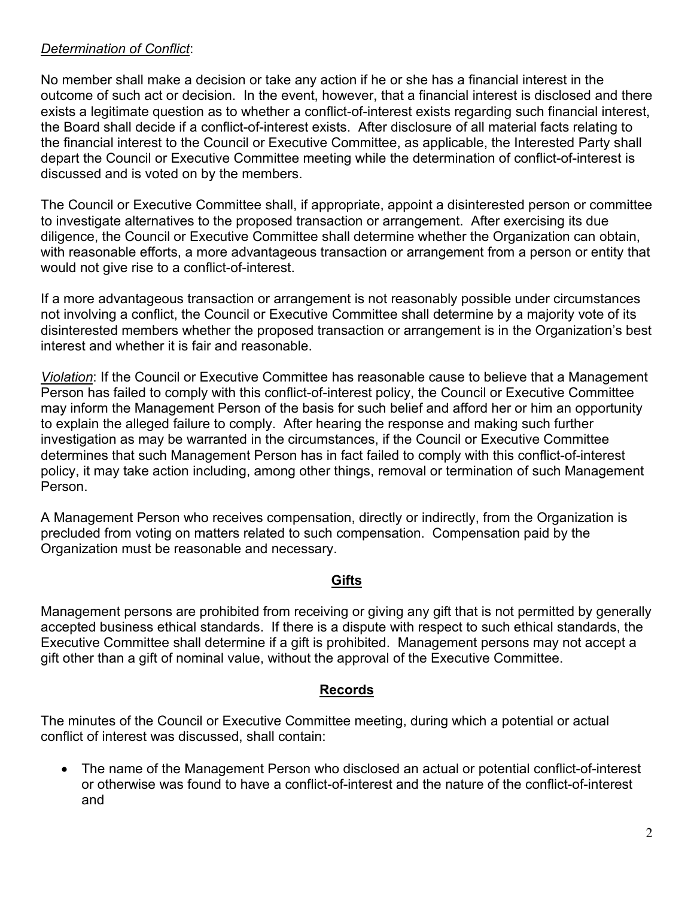*Determination of Conflict*:

No member shall make a decision or take any action if he or she has a financial interest in the outcome of such act or decision. In the event, however, that a financial interest is disclosed and there exists a legitimate question as to whether a conflict-of-interest exists regarding such financial interest, the Board shall decide if a conflict-of-interest exists. After disclosure of all material facts relating to the financial interest to the Council or Executive Committee, as applicable, the Interested Party shall depart the Council or Executive Committee meeting while the determination of conflict-of-interest is discussed and is voted on by the members.

The Council or Executive Committee shall, if appropriate, appoint a disinterested person or committee to investigate alternatives to the proposed transaction or arrangement. After exercising its due diligence, the Council or Executive Committee shall determine whether the Organization can obtain, with reasonable efforts, a more advantageous transaction or arrangement from a person or entity that would not give rise to a conflict-of-interest.

If a more advantageous transaction or arrangement is not reasonably possible under circumstances not involving a conflict, the Council or Executive Committee shall determine by a majority vote of its disinterested members whether the proposed transaction or arrangement is in the Organization's best interest and whether it is fair and reasonable.

*Violation*: If the Council or Executive Committee has reasonable cause to believe that a Management Person has failed to comply with this conflict-of-interest policy, the Council or Executive Committee may inform the Management Person of the basis for such belief and afford her or him an opportunity to explain the alleged failure to comply. After hearing the response and making such further investigation as may be warranted in the circumstances, if the Council or Executive Committee determines that such Management Person has in fact failed to comply with this conflict-of-interest policy, it may take action including, among other things, removal or termination of such Management Person.

A Management Person who receives compensation, directly or indirectly, from the Organization is precluded from voting on matters related to such compensation. Compensation paid by the Organization must be reasonable and necessary.

## **Gifts**

Management persons are prohibited from receiving or giving any gift that is not permitted by generally accepted business ethical standards. If there is a dispute with respect to such ethical standards, the Executive Committee shall determine if a gift is prohibited. Management persons may not accept a gift other than a gift of nominal value, without the approval of the Executive Committee.

## **Records**

The minutes of the Council or Executive Committee meeting, during which a potential or actual conflict of interest was discussed, shall contain:

- The name of the Management Person who disclosed an actual or potential conflict-of-interest or otherwise was found to have a conflict-of-interest and the nature of the conflict-of-interest and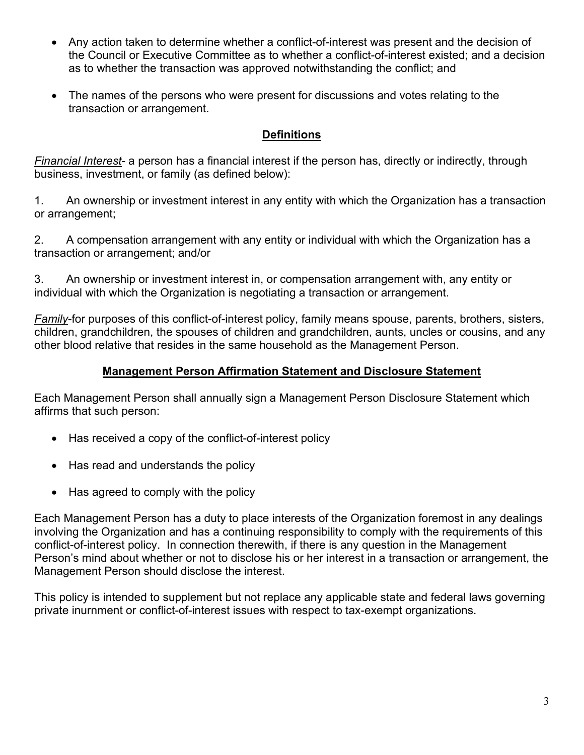- Any action taken to determine whether a conflict-of-interest was present and the decision of the Council or Executive Committee as to whether a conflict-of-interest existed; and a decision as to whether the transaction was approved notwithstanding the conflict; and

- The names of the persons who were present for discussions and votes relating to the transaction or arrangement.

## **Definitions**

*Financial Interest*- a person has a financial interest if the person has, directly or indirectly, through business, investment, or family (as defined below):

1. An ownership or investment interest in any entity with which the Organization has a transaction or arrangement;

2. A compensation arrangement with any entity or individual with which the Organization has a transaction or arrangement; and/or

3. An ownership or investment interest in, or compensation arrangement with, any entity or individual with which the Organization is negotiating a transaction or arrangement.

*Family*-for purposes of this conflict-of-interest policy, family means spouse, parents, brothers, sisters, children, grandchildren, the spouses of children and grandchildren, aunts, uncles or cousins, and any other blood relative that resides in the same household as the Management Person.

## **Management Person Affirmation Statement and Disclosure Statement**

Each Management Person shall annually sign a Management Person Disclosure Statement which affirms that such person:

- Has received a copy of the conflict-of-interest policy

- Has read and understands the policy

- Has agreed to comply with the policy

Each Management Person has a duty to place interests of the Organization foremost in any dealings involving the Organization and has a continuing responsibility to comply with the requirements of this conflict-of-interest policy. In connection therewith, if there is any question in the Management Person's mind about whether or not to disclose his or her interest in a transaction or arrangement, the Management Person should disclose the interest.

This policy is intended to supplement but not replace any applicable state and federal laws governing private inurnment or conflict-of-interest issues with respect to tax-exempt organizations.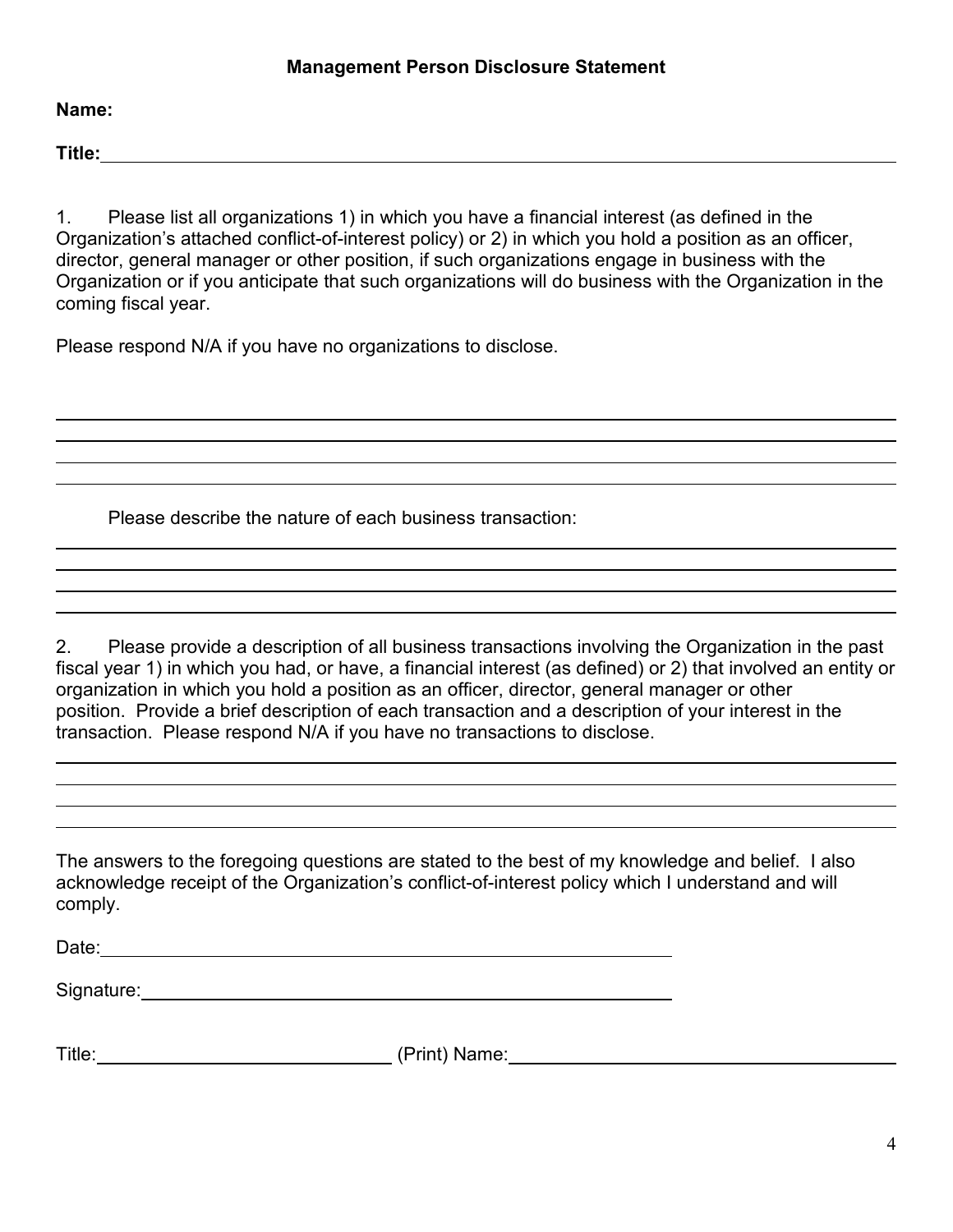# Management Person Disclosure Statement

**Name:**

**Title:**\_\_\_\_\_\_\_\_\_\_\_\_\_\_\_\_\_\_\_\_\_\_\_\_\_\_\_\_\_\_\_\_\_\_\_\_\_\_\_\_\_\_\_\_

1. Please list all organizations 1) in which you have a financial interest (as defined in the Organization's attached conflict-of-interest policy) or 2) in which you hold a position as an officer, director, general manager or other position, if such organizations engage in business with the Organization or if you anticipate that such organizations will do business with the Organization in the coming fiscal year.

Please respond N/A if you have no organizations to disclose.

\_\_\_\_\_\_\_\_\_\_\_\_\_\_\_\_\_\_\_\_\_\_\_\_\_\_\_\_\_\_\_\_\_\_\_\_\_\_\_\_\_\_\_\_\_\_\_\_\_\_\_\_\_\_\_\_

\_\_\_\_\_\_\_\_\_\_\_\_\_\_\_\_\_\_\_\_\_\_\_\_\_\_\_\_\_\_\_\_\_\_\_\_\_\_\_\_\_\_\_\_\_\_\_\_\_\_\_\_\_\_\_\_

\_\_\_\_\_\_\_\_\_\_\_\_\_\_\_\_\_\_\_\_\_\_\_\_\_\_\_\_\_\_\_\_\_\_\_\_\_\_\_\_\_\_\_\_\_\_\_\_\_\_\_\_\_\_\_\_

\_\_\_\_\_\_\_\_\_\_\_\_\_\_\_\_\_\_\_\_\_\_\_\_\_\_\_\_\_\_\_\_\_\_\_\_\_\_\_\_\_\_\_\_\_\_\_\_\_\_\_\_\_\_\_\_

Please describe the nature of each business transaction:

\_\_\_\_\_\_\_\_\_\_\_\_\_\_\_\_\_\_\_\_\_\_\_\_\_\_\_\_\_\_\_\_\_\_\_\_\_\_\_\_\_\_\_\_\_\_\_\_\_\_\_\_\_\_\_\_

\_\_\_\_\_\_\_\_\_\_\_\_\_\_\_\_\_\_\_\_\_\_\_\_\_\_\_\_\_\_\_\_\_\_\_\_\_\_\_\_\_\_\_\_\_\_\_\_\_\_\_\_\_\_\_\_

\_\_\_\_\_\_\_\_\_\_\_\_\_\_\_\_\_\_\_\_\_\_\_\_\_\_\_\_\_\_\_\_\_\_\_\_\_\_\_\_\_\_\_\_\_\_\_\_\_\_\_\_\_\_\_\_

\_\_\_\_\_\_\_\_\_\_\_\_\_\_\_\_\_\_\_\_\_\_\_\_\_\_\_\_\_\_\_\_\_\_\_\_\_\_\_\_\_\_\_\_\_\_\_\_\_\_\_\_\_\_\_\_

2. Please provide a description of all business transactions involving the Organization in the past fiscal year 1) in which you had, or have, a financial interest (as defined) or 2) that involved an entity or organization in which you hold a position as an officer, director, general manager or other position. Provide a brief description of each transaction and a description of your interest in the transaction. Please respond N/A if you have no transactions to disclose.

\_\_\_\_\_\_\_\_\_\_\_\_\_\_\_\_\_\_\_\_\_\_\_\_\_\_\_\_\_\_\_\_\_\_\_\_\_\_\_\_\_\_\_\_\_\_\_\_\_\_\_\_\_\_\_\_

\_\_\_\_\_\_\_\_\_\_\_\_\_\_\_\_\_\_\_\_\_\_\_\_\_\_\_\_\_\_\_\_\_\_\_\_\_\_\_\_\_\_\_\_\_\_\_\_\_\_\_\_\_\_\_\_

\_\_\_\_\_\_\_\_\_\_\_\_\_\_\_\_\_\_\_\_\_\_\_\_\_\_\_\_\_\_\_\_\_\_\_\_\_\_\_\_\_\_\_\_\_\_\_\_\_\_\_\_\_\_\_\_

\_\_\_\_\_\_\_\_\_\_\_\_\_\_\_\_\_\_\_\_\_\_\_\_\_\_\_\_\_\_\_\_\_\_\_\_\_\_\_\_\_\_\_\_\_\_\_\_\_\_\_\_\_\_\_\_

The answers to the foregoing questions are stated to the best of my knowledge and belief. I also acknowledge receipt of the Organization's conflict-of-interest policy which I understand and will comply.

Date:\_\_\_\_\_\_\_\_\_\_\_\_\_\_\_\_\_\_\_\_\_\_\_\_\_\_\_\_\_\_\_\_\_\_\_\_\_\_\_\_

Signature:\_\_\_\_\_\_\_\_\_\_\_\_\_\_\_\_\_\_\_\_\_\_\_\_\_\_\_\_\_\_\_\_\_\_\_\_\_\_\_\_

Title:\_\_\_\_\_\_\_\_\_\_\_\_\_\_\_\_\_\_\_\_\_\_ (Print) Name:\_\_\_\_\_\_\_\_\_\_\_\_\_\_\_\_\_\_\_\_\_\_\_\_\_\_\_\_\_\_